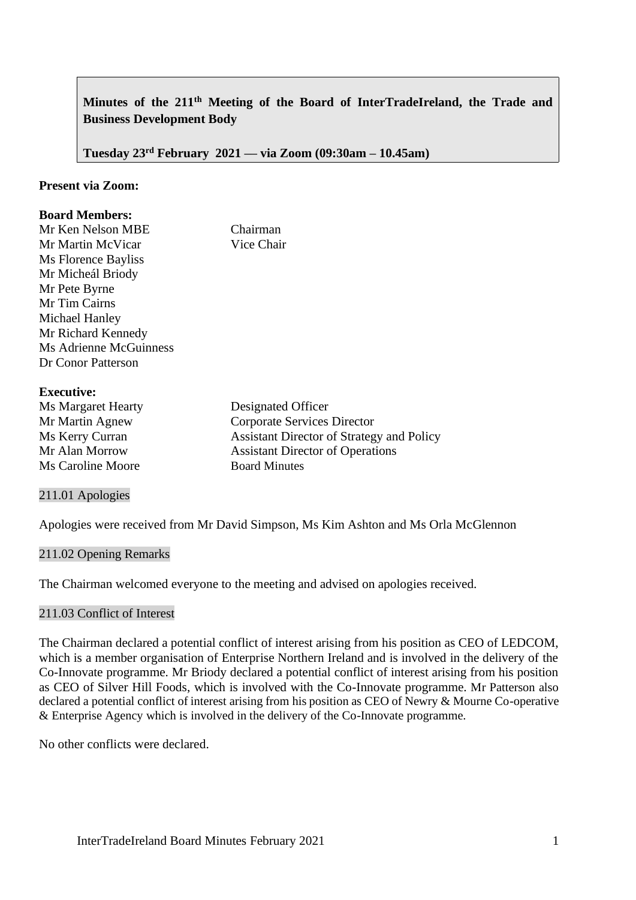**Minutes of the 211th Meeting of the Board of InterTradeIreland, the Trade and Business Development Body**

**Tuesday 23rd February 2021 — via Zoom (09:30am – 10.45am)**

**Present via Zoom:**

**Board Members:**

| | |
|---|---|
| Mr Ken Nelson MBE | Chairman |
| Mr Martin McVicar | Vice Chair |
| Ms Florence Bayliss | |
| Mr Micheál Briody | |
| Mr Pete Byrne | |
| Mr Tim Cairns | |
| Michael Hanley | |
| Mr Richard Kennedy | |
| Ms Adrienne McGuinness | |
| Dr Conor Patterson | |

**Executive:**

| | |
|---|---|
| Ms Margaret Hearty | Designated Officer |
| Mr Martin Agnew | Corporate Services Director |
| Ms Kerry Curran | Assistant Director of Strategy and Policy |
| Mr Alan Morrow | Assistant Director of Operations |
| Ms Caroline Moore | Board Minutes |

## 211.01 Apologies

Apologies were received from Mr David Simpson, Ms Kim Ashton and Ms Orla McGlennon

## 211.02 Opening Remarks

The Chairman welcomed everyone to the meeting and advised on apologies received.

## 211.03 Conflict of Interest

The Chairman declared a potential conflict of interest arising from his position as CEO of LEDCOM, which is a member organisation of Enterprise Northern Ireland and is involved in the delivery of the Co-Innovate programme. Mr Briody declared a potential conflict of interest arising from his position as CEO of Silver Hill Foods, which is involved with the Co-Innovate programme. Mr Patterson also declared a potential conflict of interest arising from his position as CEO of Newry & Mourne Co-operative & Enterprise Agency which is involved in the delivery of the Co-Innovate programme.

No other conflicts were declared.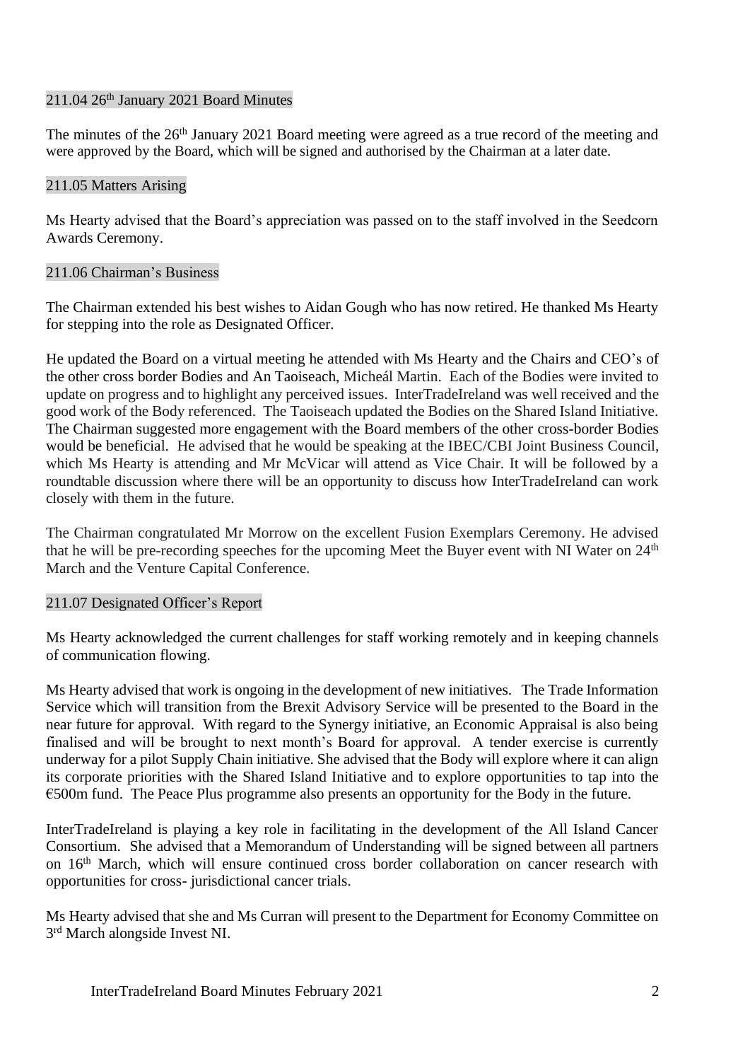## 211.04 26th January 2021 Board Minutes

The minutes of the 26th January 2021 Board meeting were agreed as a true record of the meeting and were approved by the Board, which will be signed and authorised by the Chairman at a later date.

## 211.05 Matters Arising

Ms Hearty advised that the Board's appreciation was passed on to the staff involved in the Seedcorn Awards Ceremony.

## 211.06 Chairman's Business

The Chairman extended his best wishes to Aidan Gough who has now retired. He thanked Ms Hearty for stepping into the role as Designated Officer.

He updated the Board on a virtual meeting he attended with Ms Hearty and the Chairs and CEO's of the other cross border Bodies and An Taoiseach, Micheál Martin. Each of the Bodies were invited to update on progress and to highlight any perceived issues. InterTradeIreland was well received and the good work of the Body referenced. The Taoiseach updated the Bodies on the Shared Island Initiative. The Chairman suggested more engagement with the Board members of the other cross-border Bodies would be beneficial. He advised that he would be speaking at the IBEC/CBI Joint Business Council, which Ms Hearty is attending and Mr McVicar will attend as Vice Chair. It will be followed by a roundtable discussion where there will be an opportunity to discuss how InterTradeIreland can work closely with them in the future.

The Chairman congratulated Mr Morrow on the excellent Fusion Exemplars Ceremony. He advised that he will be pre-recording speeches for the upcoming Meet the Buyer event with NI Water on 24th March and the Venture Capital Conference.

## 211.07 Designated Officer's Report

Ms Hearty acknowledged the current challenges for staff working remotely and in keeping channels of communication flowing.

Ms Hearty advised that work is ongoing in the development of new initiatives. The Trade Information Service which will transition from the Brexit Advisory Service will be presented to the Board in the near future for approval. With regard to the Synergy initiative, an Economic Appraisal is also being finalised and will be brought to next month's Board for approval. A tender exercise is currently underway for a pilot Supply Chain initiative. She advised that the Body will explore where it can align its corporate priorities with the Shared Island Initiative and to explore opportunities to tap into the €500m fund. The Peace Plus programme also presents an opportunity for the Body in the future.

InterTradeIreland is playing a key role in facilitating in the development of the All Island Cancer Consortium. She advised that a Memorandum of Understanding will be signed between all partners on 16th March, which will ensure continued cross border collaboration on cancer research with opportunities for cross- jurisdictional cancer trials.

Ms Hearty advised that she and Ms Curran will present to the Department for Economy Committee on 3rd March alongside Invest NI.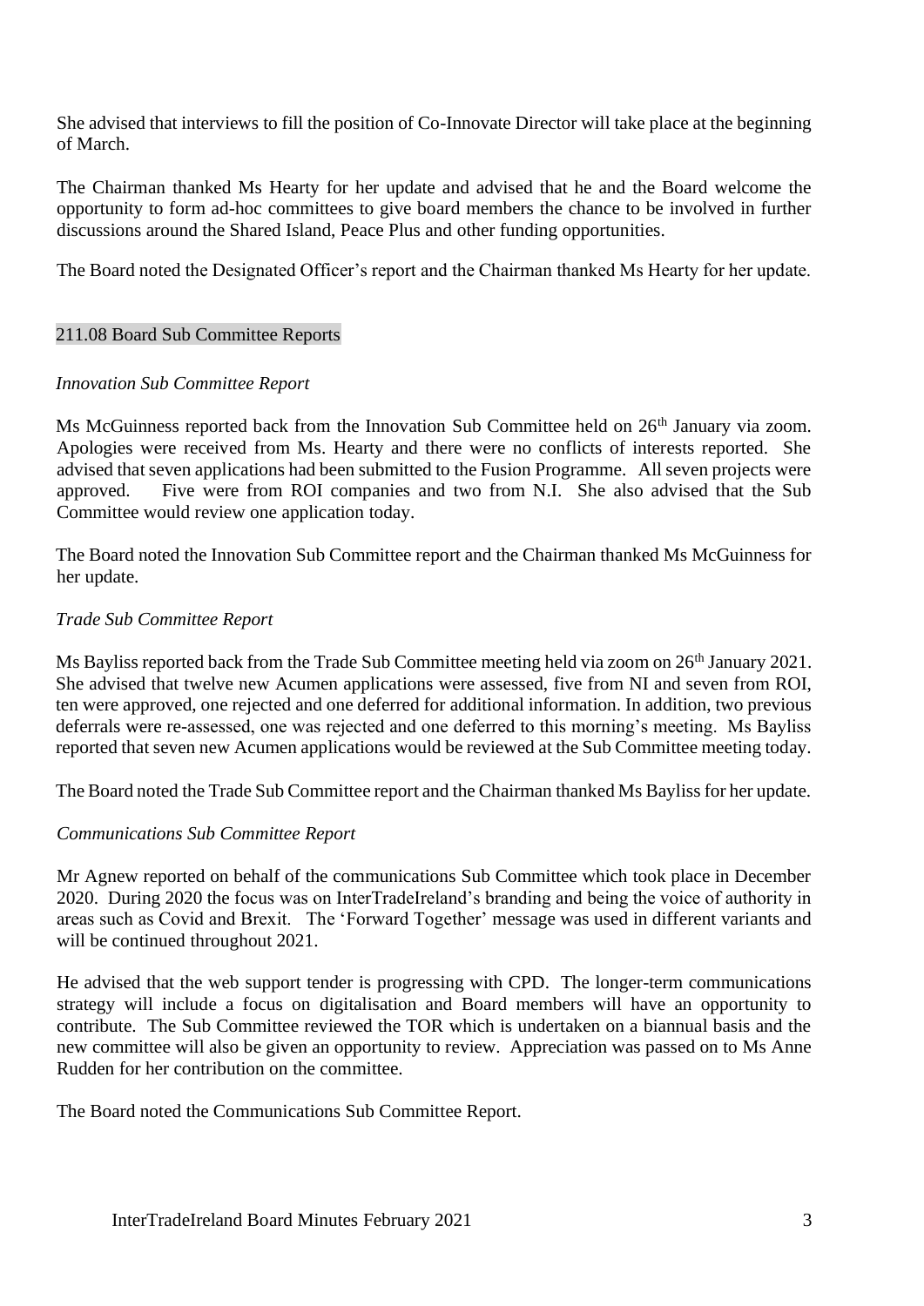She advised that interviews to fill the position of Co-Innovate Director will take place at the beginning of March.

The Chairman thanked Ms Hearty for her update and advised that he and the Board welcome the opportunity to form ad-hoc committees to give board members the chance to be involved in further discussions around the Shared Island, Peace Plus and other funding opportunities.

The Board noted the Designated Officer's report and the Chairman thanked Ms Hearty for her update.

## 211.08 Board Sub Committee Reports

*Innovation Sub Committee Report*

Ms McGuinness reported back from the Innovation Sub Committee held on 26th January via zoom. Apologies were received from Ms. Hearty and there were no conflicts of interests reported. She advised that seven applications had been submitted to the Fusion Programme. All seven projects were approved. Five were from ROI companies and two from N.I. She also advised that the Sub Committee would review one application today.

The Board noted the Innovation Sub Committee report and the Chairman thanked Ms McGuinness for her update.

*Trade Sub Committee Report*

Ms Bayliss reported back from the Trade Sub Committee meeting held via zoom on 26th January 2021. She advised that twelve new Acumen applications were assessed, five from NI and seven from ROI, ten were approved, one rejected and one deferred for additional information. In addition, two previous deferrals were re-assessed, one was rejected and one deferred to this morning's meeting. Ms Bayliss reported that seven new Acumen applications would be reviewed at the Sub Committee meeting today.

The Board noted the Trade Sub Committee report and the Chairman thanked Ms Bayliss for her update.

*Communications Sub Committee Report*

Mr Agnew reported on behalf of the communications Sub Committee which took place in December 2020. During 2020 the focus was on InterTradeIreland's branding and being the voice of authority in areas such as Covid and Brexit. The 'Forward Together' message was used in different variants and will be continued throughout 2021.

He advised that the web support tender is progressing with CPD. The longer-term communications strategy will include a focus on digitalisation and Board members will have an opportunity to contribute. The Sub Committee reviewed the TOR which is undertaken on a biannual basis and the new committee will also be given an opportunity to review. Appreciation was passed on to Ms Anne Rudden for her contribution on the committee.

The Board noted the Communications Sub Committee Report.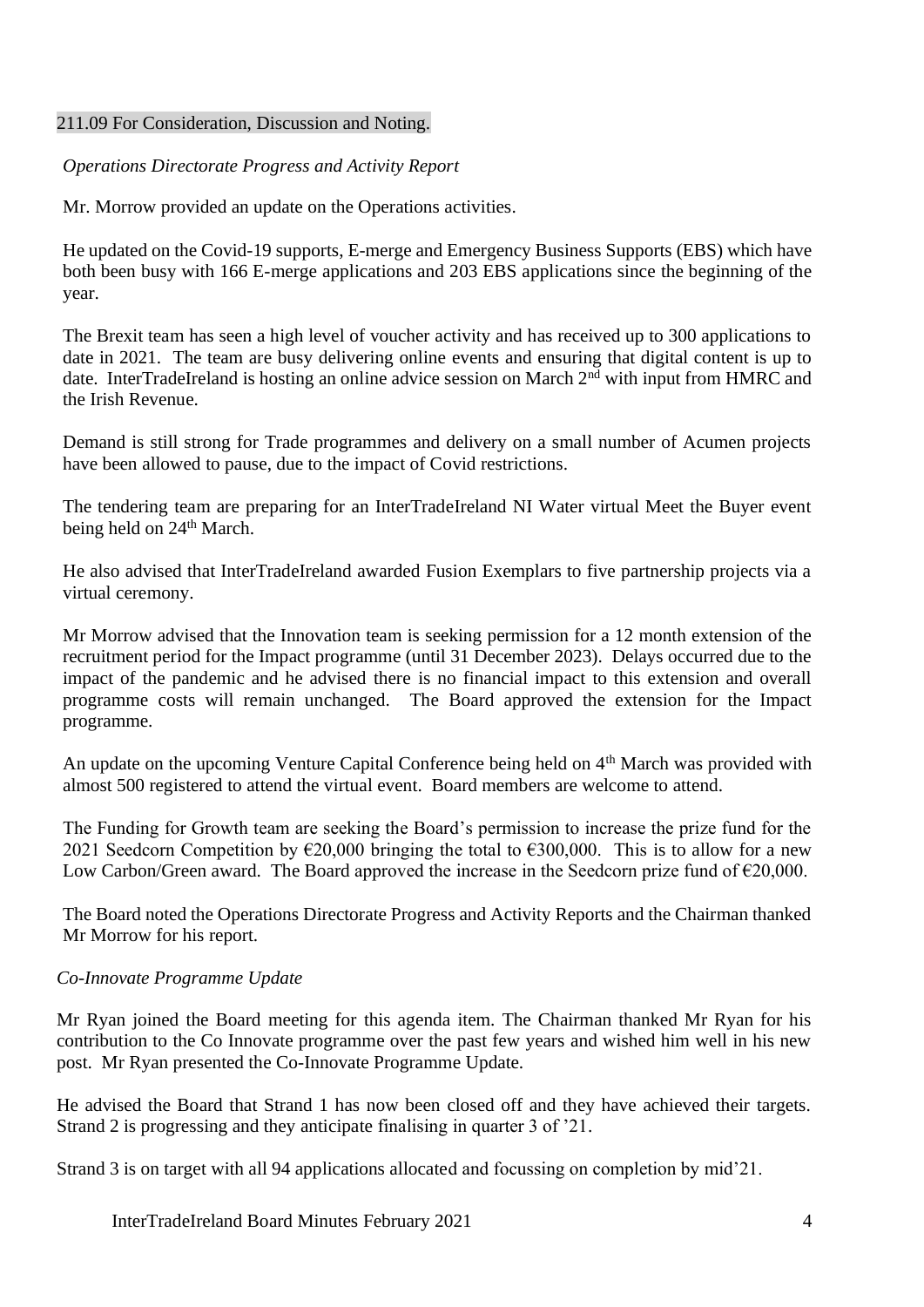211.09 For Consideration, Discussion and Noting.

*Operations Directorate Progress and Activity Report*

Mr. Morrow provided an update on the Operations activities.

He updated on the Covid-19 supports, E-merge and Emergency Business Supports (EBS) which have both been busy with 166 E-merge applications and 203 EBS applications since the beginning of the year.

The Brexit team has seen a high level of voucher activity and has received up to 300 applications to date in 2021. The team are busy delivering online events and ensuring that digital content is up to date. InterTradeIreland is hosting an online advice session on March 2nd with input from HMRC and the Irish Revenue.

Demand is still strong for Trade programmes and delivery on a small number of Acumen projects have been allowed to pause, due to the impact of Covid restrictions.

The tendering team are preparing for an InterTradeIreland NI Water virtual Meet the Buyer event being held on 24th March.

He also advised that InterTradeIreland awarded Fusion Exemplars to five partnership projects via a virtual ceremony.

Mr Morrow advised that the Innovation team is seeking permission for a 12 month extension of the recruitment period for the Impact programme (until 31 December 2023). Delays occurred due to the impact of the pandemic and he advised there is no financial impact to this extension and overall programme costs will remain unchanged. The Board approved the extension for the Impact programme.

An update on the upcoming Venture Capital Conference being held on 4th March was provided with almost 500 registered to attend the virtual event. Board members are welcome to attend.

The Funding for Growth team are seeking the Board's permission to increase the prize fund for the 2021 Seedcorn Competition by €20,000 bringing the total to €300,000. This is to allow for a new Low Carbon/Green award. The Board approved the increase in the Seedcorn prize fund of €20,000.

The Board noted the Operations Directorate Progress and Activity Reports and the Chairman thanked Mr Morrow for his report.

*Co-Innovate Programme Update*

Mr Ryan joined the Board meeting for this agenda item. The Chairman thanked Mr Ryan for his contribution to the Co Innovate programme over the past few years and wished him well in his new post. Mr Ryan presented the Co-Innovate Programme Update.

He advised the Board that Strand 1 has now been closed off and they have achieved their targets. Strand 2 is progressing and they anticipate finalising in quarter 3 of '21.

Strand 3 is on target with all 94 applications allocated and focussing on completion by mid'21.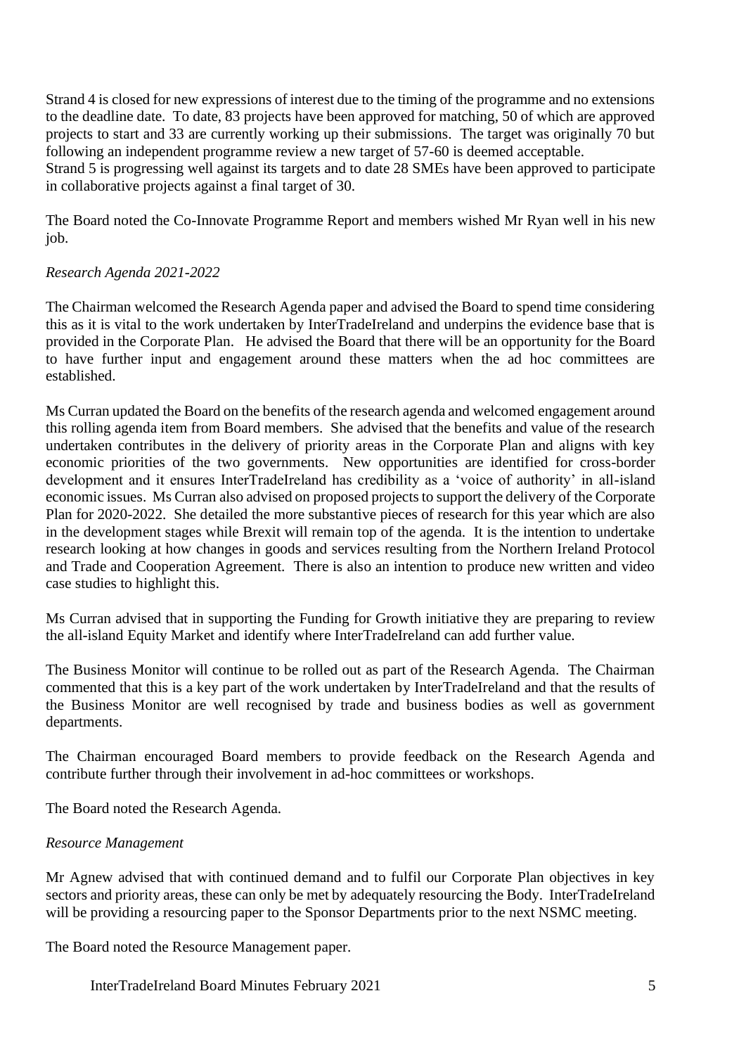Strand 4 is closed for new expressions of interest due to the timing of the programme and no extensions to the deadline date. To date, 83 projects have been approved for matching, 50 of which are approved projects to start and 33 are currently working up their submissions. The target was originally 70 but following an independent programme review a new target of 57-60 is deemed acceptable.
Strand 5 is progressing well against its targets and to date 28 SMEs have been approved to participate in collaborative projects against a final target of 30.

The Board noted the Co-Innovate Programme Report and members wished Mr Ryan well in his new job.

*Research Agenda 2021-2022*

The Chairman welcomed the Research Agenda paper and advised the Board to spend time considering this as it is vital to the work undertaken by InterTradeIreland and underpins the evidence base that is provided in the Corporate Plan. He advised the Board that there will be an opportunity for the Board to have further input and engagement around these matters when the ad hoc committees are established.

Ms Curran updated the Board on the benefits of the research agenda and welcomed engagement around this rolling agenda item from Board members. She advised that the benefits and value of the research undertaken contributes in the delivery of priority areas in the Corporate Plan and aligns with key economic priorities of the two governments. New opportunities are identified for cross-border development and it ensures InterTradeIreland has credibility as a 'voice of authority' in all-island economic issues. Ms Curran also advised on proposed projects to support the delivery of the Corporate Plan for 2020-2022. She detailed the more substantive pieces of research for this year which are also in the development stages while Brexit will remain top of the agenda. It is the intention to undertake research looking at how changes in goods and services resulting from the Northern Ireland Protocol and Trade and Cooperation Agreement. There is also an intention to produce new written and video case studies to highlight this.

Ms Curran advised that in supporting the Funding for Growth initiative they are preparing to review the all-island Equity Market and identify where InterTradeIreland can add further value.

The Business Monitor will continue to be rolled out as part of the Research Agenda. The Chairman commented that this is a key part of the work undertaken by InterTradeIreland and that the results of the Business Monitor are well recognised by trade and business bodies as well as government departments.

The Chairman encouraged Board members to provide feedback on the Research Agenda and contribute further through their involvement in ad-hoc committees or workshops.

The Board noted the Research Agenda.

*Resource Management*

Mr Agnew advised that with continued demand and to fulfil our Corporate Plan objectives in key sectors and priority areas, these can only be met by adequately resourcing the Body. InterTradeIreland will be providing a resourcing paper to the Sponsor Departments prior to the next NSMC meeting.

The Board noted the Resource Management paper.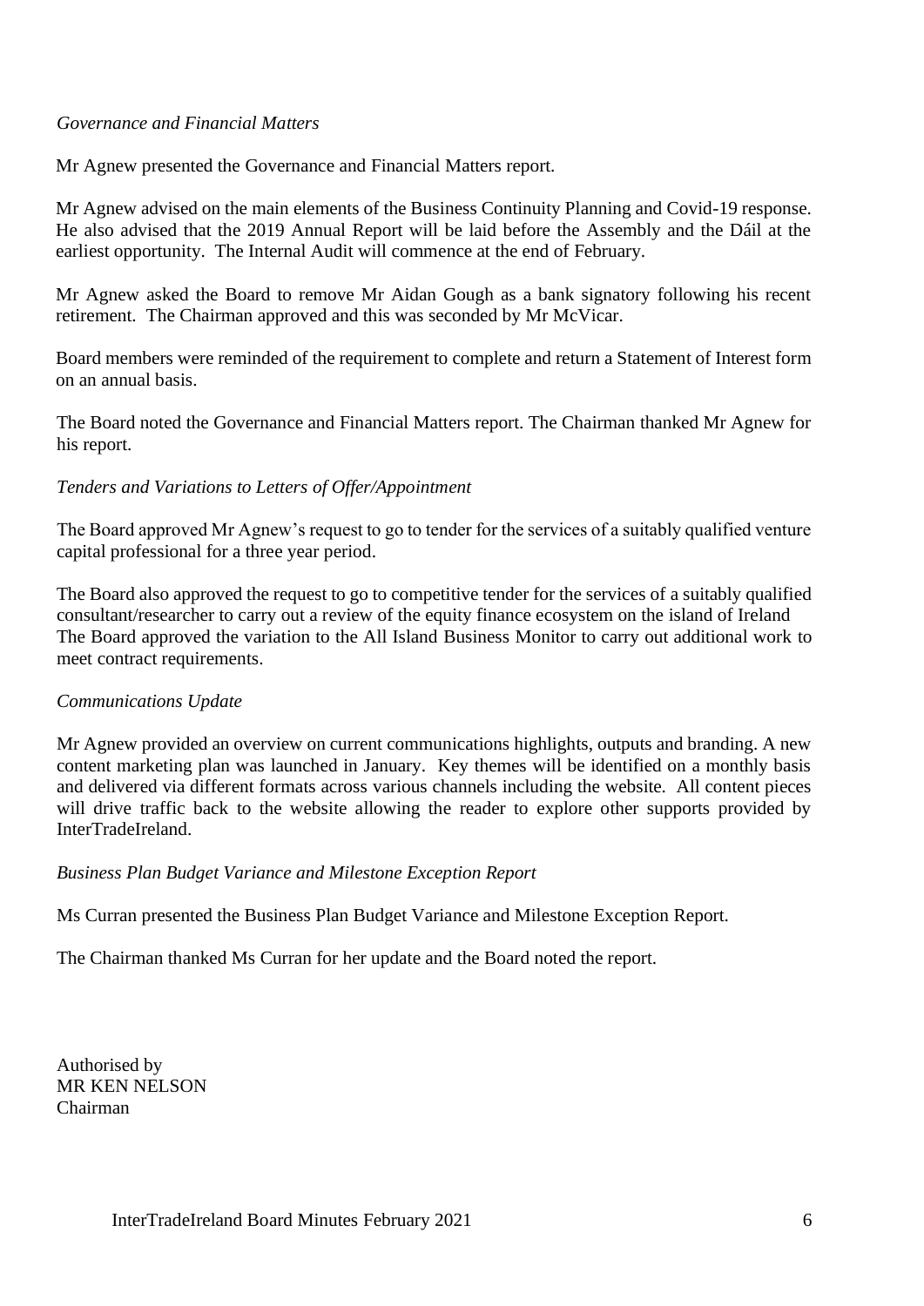*Governance and Financial Matters*

Mr Agnew presented the Governance and Financial Matters report.

Mr Agnew advised on the main elements of the Business Continuity Planning and Covid-19 response. He also advised that the 2019 Annual Report will be laid before the Assembly and the Dáil at the earliest opportunity. The Internal Audit will commence at the end of February.

Mr Agnew asked the Board to remove Mr Aidan Gough as a bank signatory following his recent retirement. The Chairman approved and this was seconded by Mr McVicar.

Board members were reminded of the requirement to complete and return a Statement of Interest form on an annual basis.

The Board noted the Governance and Financial Matters report. The Chairman thanked Mr Agnew for his report.

*Tenders and Variations to Letters of Offer/Appointment*

The Board approved Mr Agnew's request to go to tender for the services of a suitably qualified venture capital professional for a three year period.

The Board also approved the request to go to competitive tender for the services of a suitably qualified consultant/researcher to carry out a review of the equity finance ecosystem on the island of Ireland
The Board approved the variation to the All Island Business Monitor to carry out additional work to meet contract requirements.

*Communications Update*

Mr Agnew provided an overview on current communications highlights, outputs and branding. A new content marketing plan was launched in January. Key themes will be identified on a monthly basis and delivered via different formats across various channels including the website. All content pieces will drive traffic back to the website allowing the reader to explore other supports provided by InterTradeIreland.

*Business Plan Budget Variance and Milestone Exception Report*

Ms Curran presented the Business Plan Budget Variance and Milestone Exception Report.

The Chairman thanked Ms Curran for her update and the Board noted the report.

Authorised by
MR KEN NELSON
Chairman